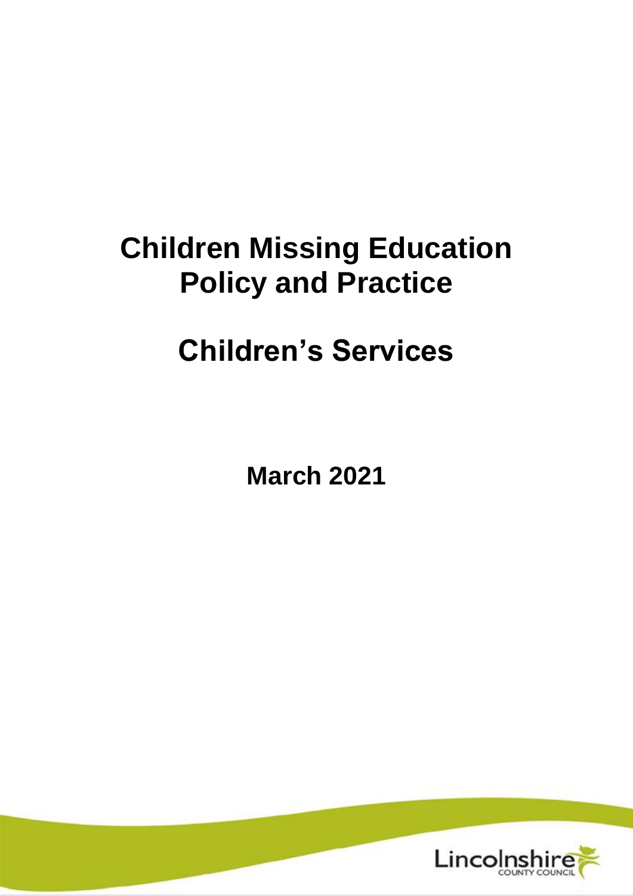# Children Missing Education Policy and Practice

# Children's Services

**March 2021**

Lincolnshire COUNTY COUNCIL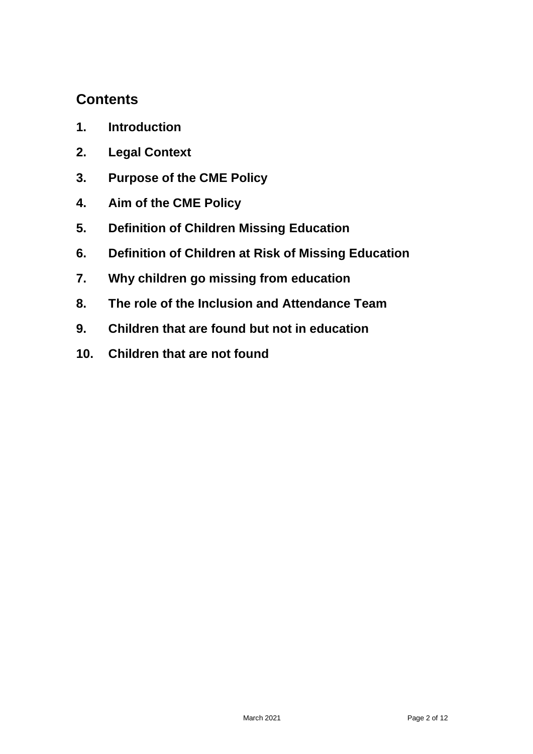## Contents

1. **Introduction**
2. **Legal Context**
3. **Purpose of the CME Policy**
4. **Aim of the CME Policy**
5. **Definition of Children Missing Education**
6. **Definition of Children at Risk of Missing Education**
7. **Why children go missing from education**
8. **The role of the Inclusion and Attendance Team**
9. **Children that are found but not in education**
10. **Children that are not found**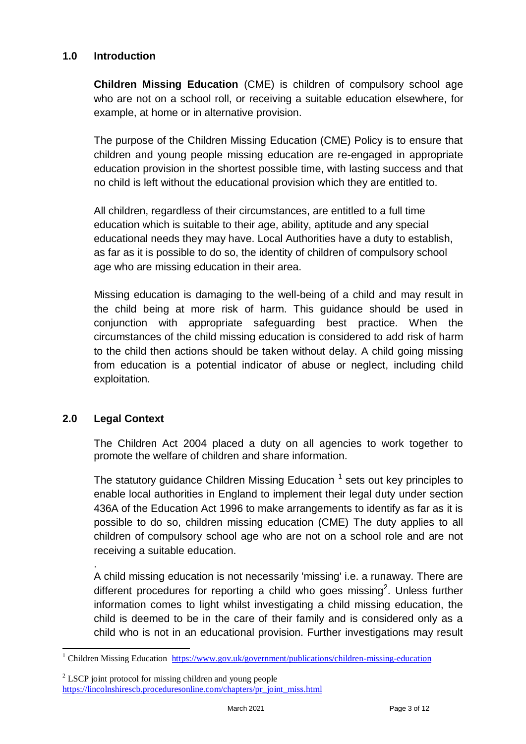## 1.0 Introduction

**Children Missing Education** (CME) is children of compulsory school age who are not on a school roll, or receiving a suitable education elsewhere, for example, at home or in alternative provision.

The purpose of the Children Missing Education (CME) Policy is to ensure that children and young people missing education are re-engaged in appropriate education provision in the shortest possible time, with lasting success and that no child is left without the educational provision which they are entitled to.

All children, regardless of their circumstances, are entitled to a full time education which is suitable to their age, ability, aptitude and any special educational needs they may have. Local Authorities have a duty to establish, as far as it is possible to do so, the identity of children of compulsory school age who are missing education in their area.

Missing education is damaging to the well-being of a child and may result in the child being at more risk of harm. This guidance should be used in conjunction with appropriate safeguarding best practice. When the circumstances of the child missing education is considered to add risk of harm to the child then actions should be taken without delay. A child going missing from education is a potential indicator of abuse or neglect, including child exploitation.

## 2.0 Legal Context

The Children Act 2004 placed a duty on all agencies to work together to promote the welfare of children and share information.

The statutory guidance Children Missing Education [1] sets out key principles to enable local authorities in England to implement their legal duty under section 436A of the Education Act 1996 to make arrangements to identify as far as it is possible to do so, children missing education (CME) The duty applies to all children of compulsory school age who are not on a school role and are not receiving a suitable education.

.

A child missing education is not necessarily 'missing' i.e. a runaway. There are different procedures for reporting a child who goes missing[2]. Unless further information comes to light whilst investigating a child missing education, the child is deemed to be in the care of their family and is considered only as a child who is not in an educational provision. Further investigations may result

---

[1] Children Missing Education https://www.gov.uk/government/publications/children-missing-education

[2] LSCP joint protocol for missing children and young people https://lincolnshirescb.proceduresonline.com/chapters/pr_joint_miss.html

March 2021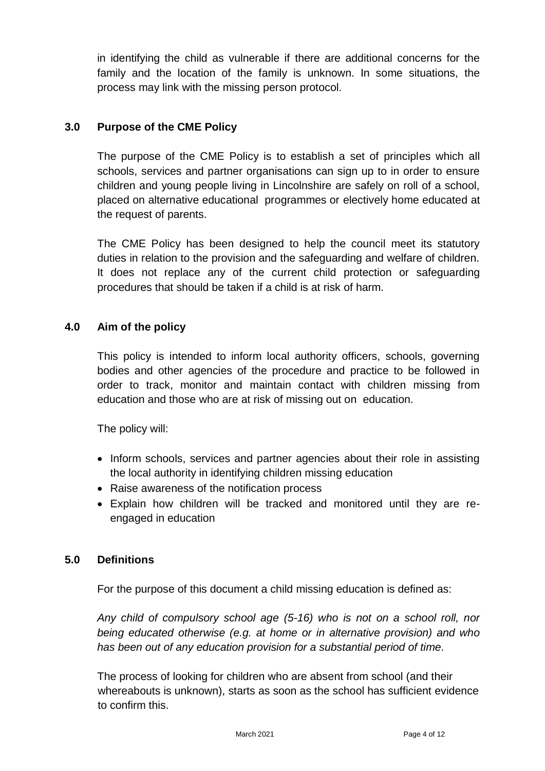in identifying the child as vulnerable if there are additional concerns for the family and the location of the family is unknown. In some situations, the process may link with the missing person protocol.

## 3.0 Purpose of the CME Policy

The purpose of the CME Policy is to establish a set of principles which all schools, services and partner organisations can sign up to in order to ensure children and young people living in Lincolnshire are safely on roll of a school, placed on alternative educational programmes or electively home educated at the request of parents.

The CME Policy has been designed to help the council meet its statutory duties in relation to the provision and the safeguarding and welfare of children. It does not replace any of the current child protection or safeguarding procedures that should be taken if a child is at risk of harm.

## 4.0 Aim of the policy

This policy is intended to inform local authority officers, schools, governing bodies and other agencies of the procedure and practice to be followed in order to track, monitor and maintain contact with children missing from education and those who are at risk of missing out on education.

The policy will:

- Inform schools, services and partner agencies about their role in assisting the local authority in identifying children missing education
- Raise awareness of the notification process
- Explain how children will be tracked and monitored until they are re-engaged in education

## 5.0 Definitions

For the purpose of this document a child missing education is defined as:

*Any child of compulsory school age (5-16) who is not on a school roll, nor being educated otherwise (e.g. at home or in alternative provision) and who has been out of any education provision for a substantial period of time.*

The process of looking for children who are absent from school (and their whereabouts is unknown), starts as soon as the school has sufficient evidence to confirm this.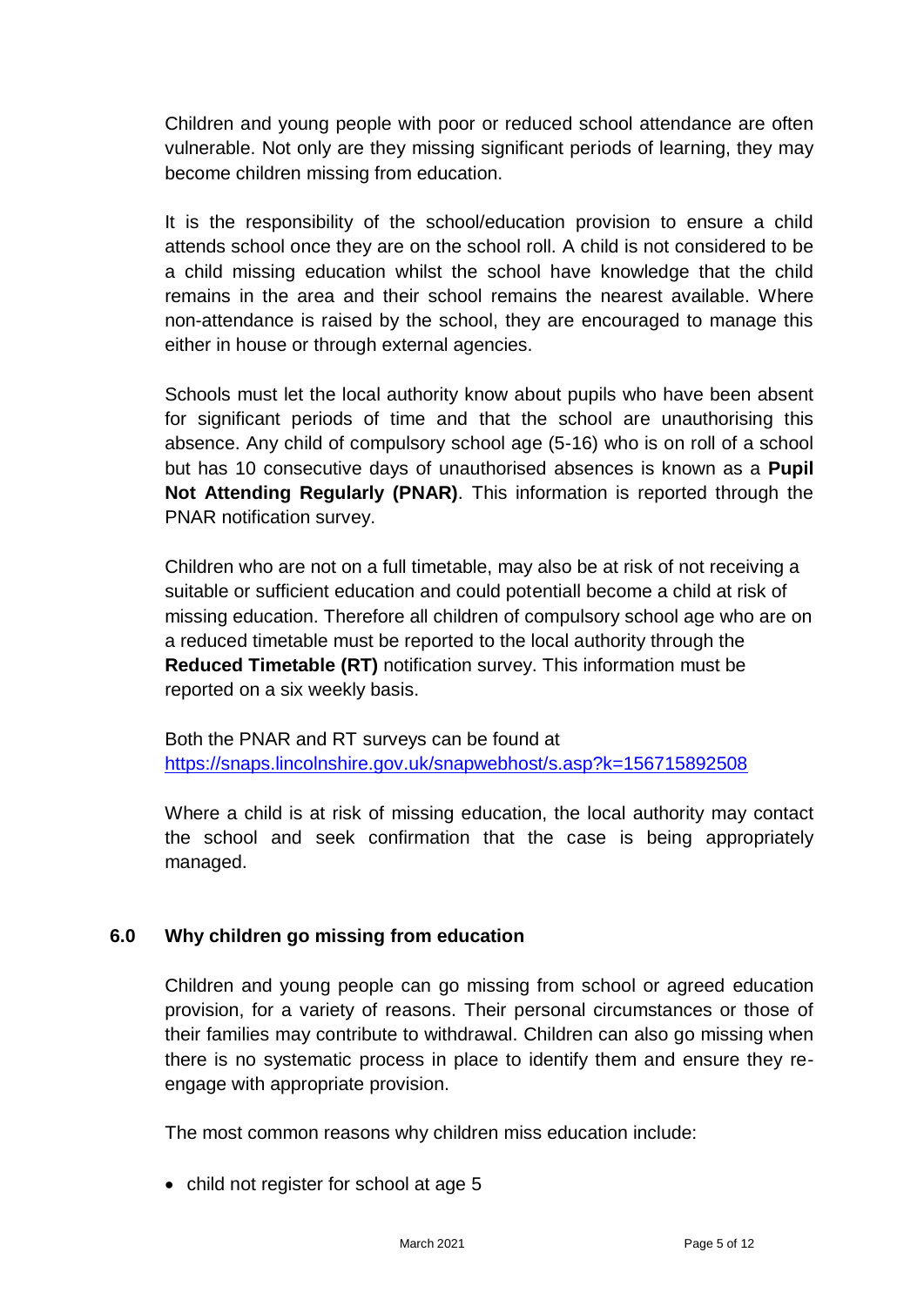Children and young people with poor or reduced school attendance are often vulnerable. Not only are they missing significant periods of learning, they may become children missing from education.

It is the responsibility of the school/education provision to ensure a child attends school once they are on the school roll. A child is not considered to be a child missing education whilst the school have knowledge that the child remains in the area and their school remains the nearest available. Where non-attendance is raised by the school, they are encouraged to manage this either in house or through external agencies.

Schools must let the local authority know about pupils who have been absent for significant periods of time and that the school are unauthorising this absence. Any child of compulsory school age (5-16) who is on roll of a school but has 10 consecutive days of unauthorised absences is known as a **Pupil Not Attending Regularly (PNAR)**. This information is reported through the PNAR notification survey.

Children who are not on a full timetable, may also be at risk of not receiving a suitable or sufficient education and could potentiall become a child at risk of missing education. Therefore all children of compulsory school age who are on a reduced timetable must be reported to the local authority through the **Reduced Timetable (RT)** notification survey. This information must be reported on a six weekly basis.

Both the PNAR and RT surveys can be found at https://snaps.lincolnshire.gov.uk/snapwebhost/s.asp?k=156715892508

Where a child is at risk of missing education, the local authority may contact the school and seek confirmation that the case is being appropriately managed.

## 6.0 Why children go missing from education

Children and young people can go missing from school or agreed education provision, for a variety of reasons. Their personal circumstances or those of their families may contribute to withdrawal. Children can also go missing when there is no systematic process in place to identify them and ensure they re-engage with appropriate provision.

The most common reasons why children miss education include:

- child not register for school at age 5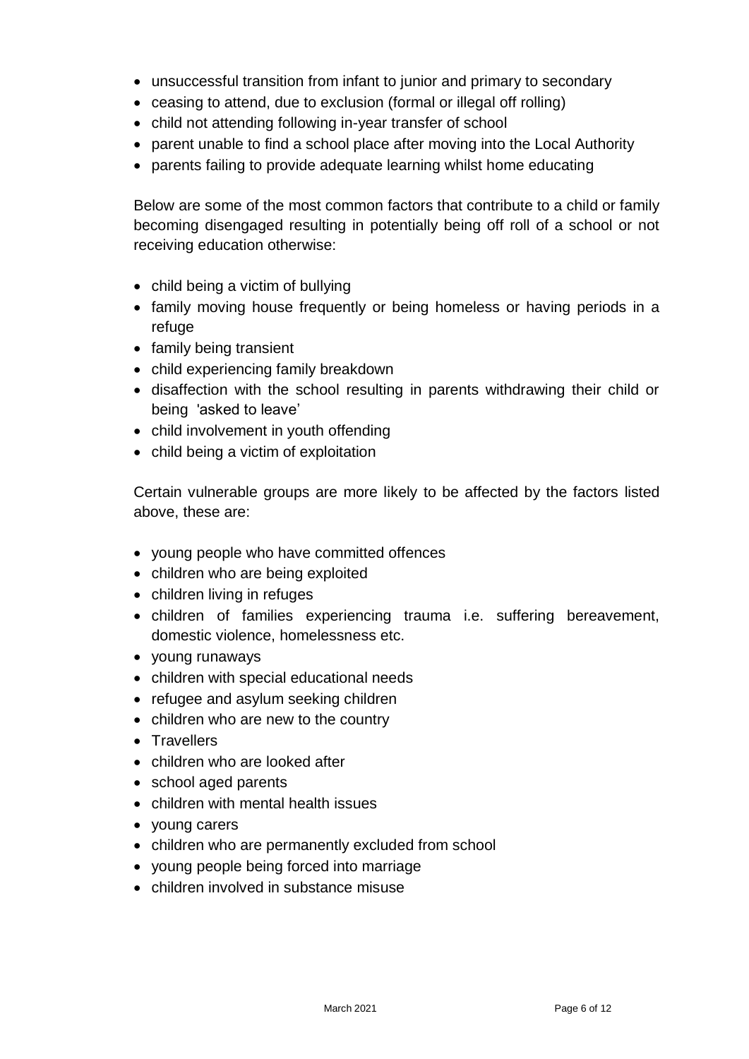- unsuccessful transition from infant to junior and primary to secondary
- ceasing to attend, due to exclusion (formal or illegal off rolling)
- child not attending following in-year transfer of school
- parent unable to find a school place after moving into the Local Authority
- parents failing to provide adequate learning whilst home educating

Below are some of the most common factors that contribute to a child or family becoming disengaged resulting in potentially being off roll of a school or not receiving education otherwise:

- child being a victim of bullying
- family moving house frequently or being homeless or having periods in a refuge
- family being transient
- child experiencing family breakdown
- disaffection with the school resulting in parents withdrawing their child or being 'asked to leave'
- child involvement in youth offending
- child being a victim of exploitation

Certain vulnerable groups are more likely to be affected by the factors listed above, these are:

- young people who have committed offences
- children who are being exploited
- children living in refuges
- children of families experiencing trauma i.e. suffering bereavement, domestic violence, homelessness etc.
- young runaways
- children with special educational needs
- refugee and asylum seeking children
- children who are new to the country
- Travellers
- children who are looked after
- school aged parents
- children with mental health issues
- young carers
- children who are permanently excluded from school
- young people being forced into marriage
- children involved in substance misuse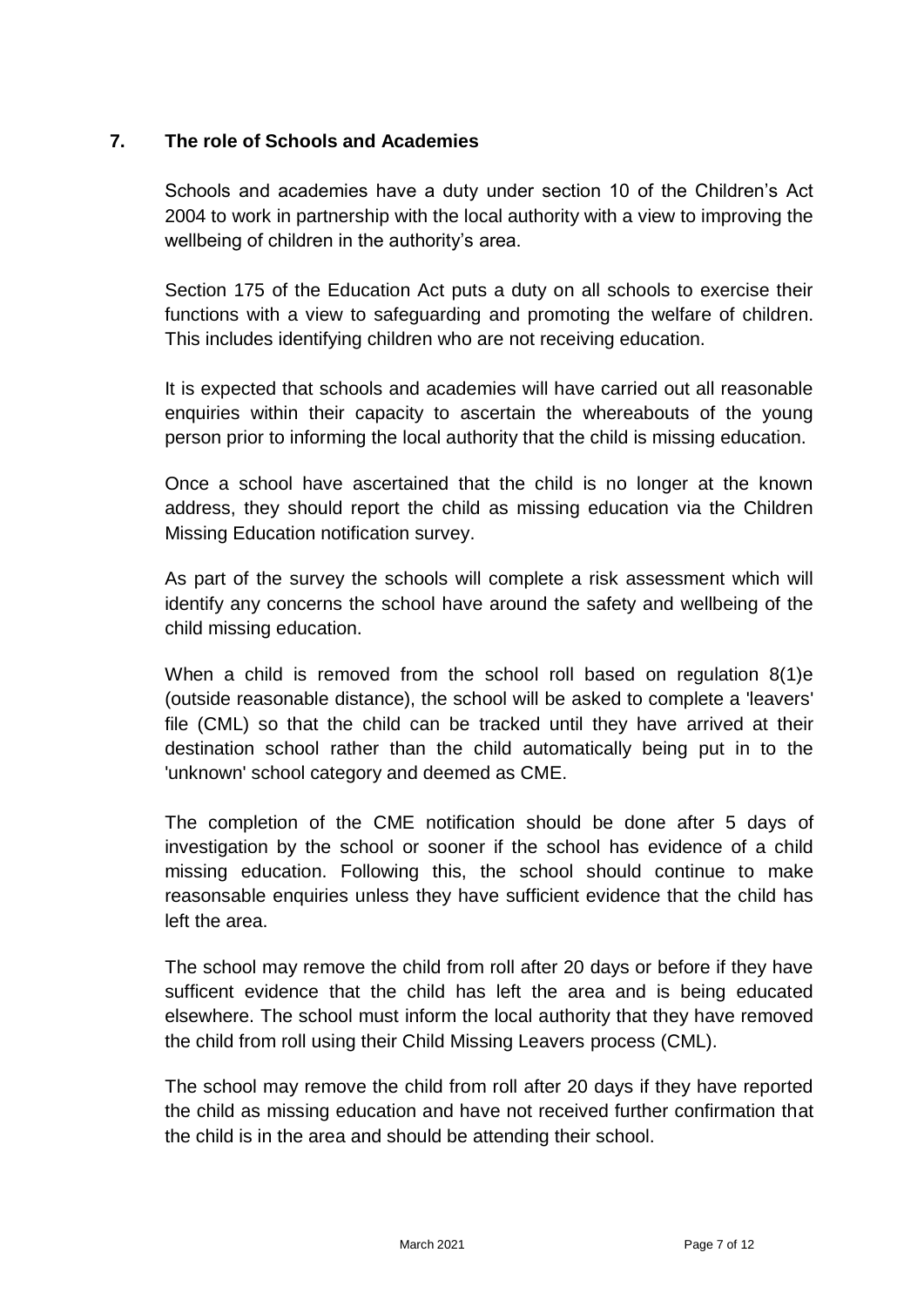## 7. The role of Schools and Academies

Schools and academies have a duty under section 10 of the Children's Act 2004 to work in partnership with the local authority with a view to improving the wellbeing of children in the authority's area.

Section 175 of the Education Act puts a duty on all schools to exercise their functions with a view to safeguarding and promoting the welfare of children. This includes identifying children who are not receiving education.

It is expected that schools and academies will have carried out all reasonable enquiries within their capacity to ascertain the whereabouts of the young person prior to informing the local authority that the child is missing education.

Once a school have ascertained that the child is no longer at the known address, they should report the child as missing education via the Children Missing Education notification survey.

As part of the survey the schools will complete a risk assessment which will identify any concerns the school have around the safety and wellbeing of the child missing education.

When a child is removed from the school roll based on regulation 8(1)e (outside reasonable distance), the school will be asked to complete a 'leavers' file (CML) so that the child can be tracked until they have arrived at their destination school rather than the child automatically being put in to the 'unknown' school category and deemed as CME.

The completion of the CME notification should be done after 5 days of investigation by the school or sooner if the school has evidence of a child missing education. Following this, the school should continue to make reasonsable enquiries unless they have sufficient evidence that the child has left the area.

The school may remove the child from roll after 20 days or before if they have sufficent evidence that the child has left the area and is being educated elsewhere. The school must inform the local authority that they have removed the child from roll using their Child Missing Leavers process (CML).

The school may remove the child from roll after 20 days if they have reported the child as missing education and have not received further confirmation that the child is in the area and should be attending their school.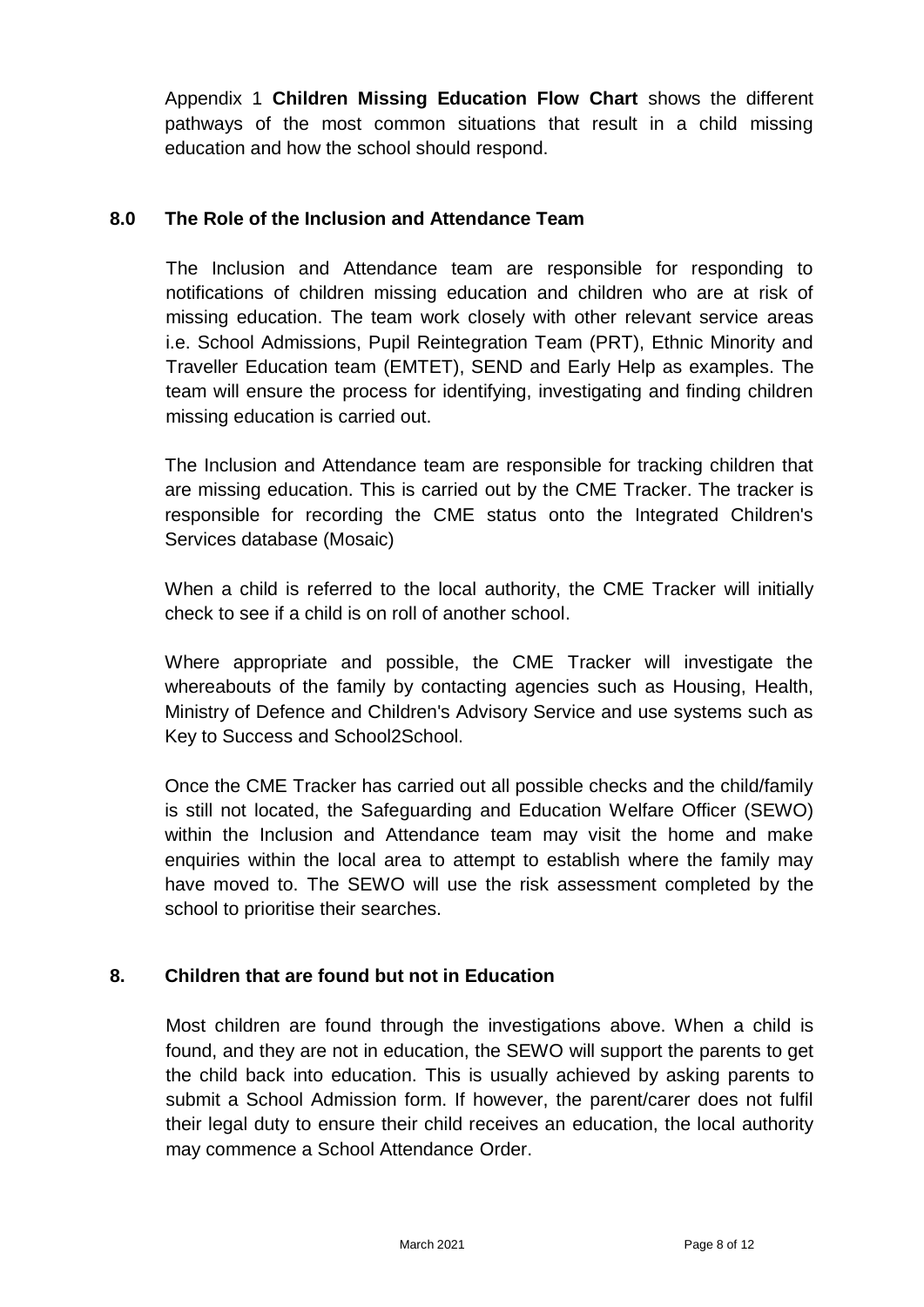Appendix 1 **Children Missing Education Flow Chart** shows the different pathways of the most common situations that result in a child missing education and how the school should respond.

## 8.0 The Role of the Inclusion and Attendance Team

The Inclusion and Attendance team are responsible for responding to notifications of children missing education and children who are at risk of missing education. The team work closely with other relevant service areas i.e. School Admissions, Pupil Reintegration Team (PRT), Ethnic Minority and Traveller Education team (EMTET), SEND and Early Help as examples. The team will ensure the process for identifying, investigating and finding children missing education is carried out.

The Inclusion and Attendance team are responsible for tracking children that are missing education. This is carried out by the CME Tracker. The tracker is responsible for recording the CME status onto the Integrated Children's Services database (Mosaic)

When a child is referred to the local authority, the CME Tracker will initially check to see if a child is on roll of another school.

Where appropriate and possible, the CME Tracker will investigate the whereabouts of the family by contacting agencies such as Housing, Health, Ministry of Defence and Children's Advisory Service and use systems such as Key to Success and School2School.

Once the CME Tracker has carried out all possible checks and the child/family is still not located, the Safeguarding and Education Welfare Officer (SEWO) within the Inclusion and Attendance team may visit the home and make enquiries within the local area to attempt to establish where the family may have moved to. The SEWO will use the risk assessment completed by the school to prioritise their searches.

## 8. Children that are found but not in Education

Most children are found through the investigations above. When a child is found, and they are not in education, the SEWO will support the parents to get the child back into education. This is usually achieved by asking parents to submit a School Admission form. If however, the parent/carer does not fulfil their legal duty to ensure their child receives an education, the local authority may commence a School Attendance Order.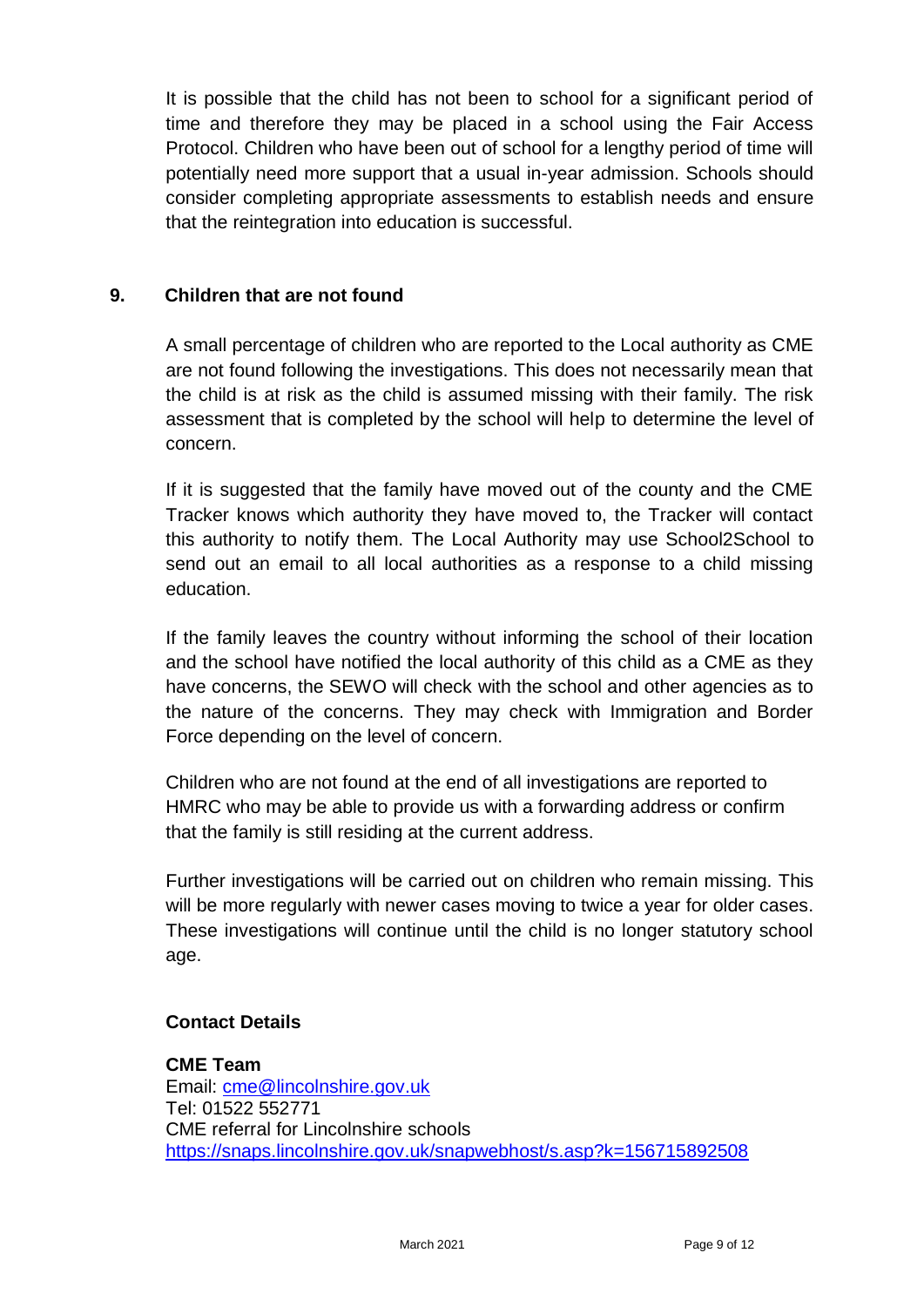It is possible that the child has not been to school for a significant period of time and therefore they may be placed in a school using the Fair Access Protocol. Children who have been out of school for a lengthy period of time will potentially need more support that a usual in-year admission. Schools should consider completing appropriate assessments to establish needs and ensure that the reintegration into education is successful.

## 9. Children that are not found

A small percentage of children who are reported to the Local authority as CME are not found following the investigations. This does not necessarily mean that the child is at risk as the child is assumed missing with their family. The risk assessment that is completed by the school will help to determine the level of concern.

If it is suggested that the family have moved out of the county and the CME Tracker knows which authority they have moved to, the Tracker will contact this authority to notify them. The Local Authority may use School2School to send out an email to all local authorities as a response to a child missing education.

If the family leaves the country without informing the school of their location and the school have notified the local authority of this child as a CME as they have concerns, the SEWO will check with the school and other agencies as to the nature of the concerns. They may check with Immigration and Border Force depending on the level of concern.

Children who are not found at the end of all investigations are reported to HMRC who may be able to provide us with a forwarding address or confirm that the family is still residing at the current address.

Further investigations will be carried out on children who remain missing. This will be more regularly with newer cases moving to twice a year for older cases. These investigations will continue until the child is no longer statutory school age.

**Contact Details**

**CME Team**
Email: cme@lincolnshire.gov.uk
Tel: 01522 552771
CME referral for Lincolnshire schools
https://snaps.lincolnshire.gov.uk/snapwebhost/s.asp?k=156715892508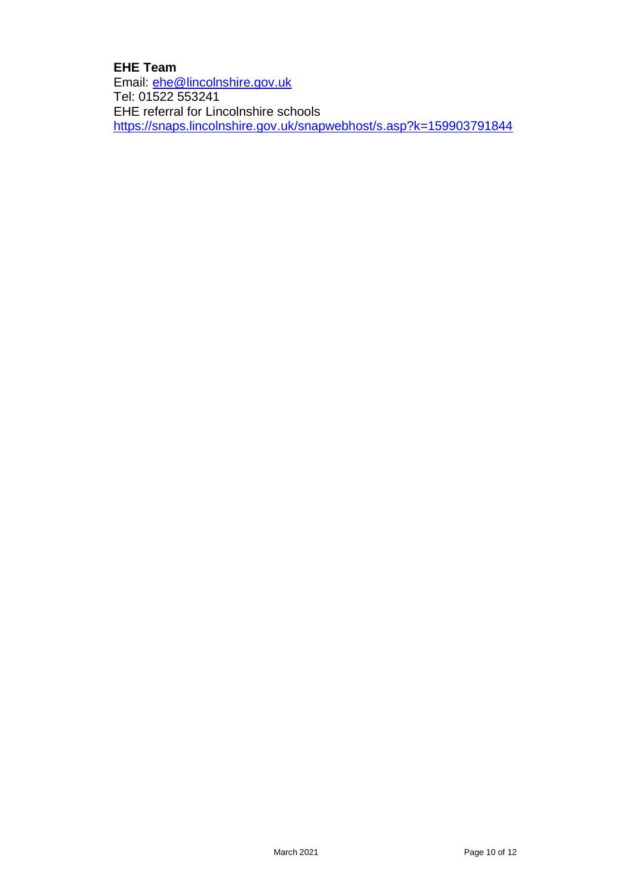**EHE Team**
Email: [ehe@lincolnshire.gov.uk](mailto:ehe@lincolnshire.gov.uk)
Tel: 01522 553241
EHE referral for Lincolnshire schools
https://snaps.lincolnshire.gov.uk/snapwebhost/s.asp?k=159903791844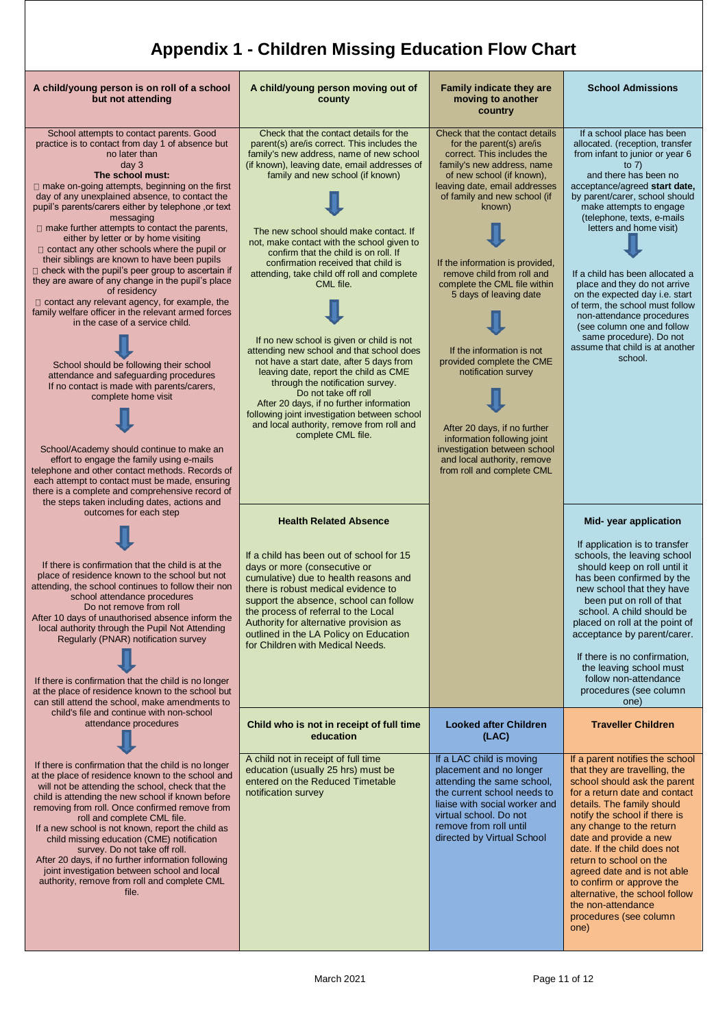# Appendix 1 - Children Missing Education Flow Chart

## A child/young person is on roll of a school but not attending

School attempts to contact parents. Good practice is to contact from day 1 of absence but no later than day 3

**The school must:**

-  make on-going attempts, beginning on the first day of any unexplained absence, to contact the pupil's parents/carers either by telephone ,or text messaging
-  make further attempts to contact the parents, either by letter or by home visiting
-  contact any other schools where the pupil or their siblings are known to have been pupils
-  check with the pupil's peer group to ascertain if they are aware of any change in the pupil's place of residency
-  contact any relevant agency, for example, the family welfare officer in the relevant armed forces in the case of a service child.

↓

School should be following their school attendance and safeguarding procedures
If no contact is made with parents/carers, complete home visit

↓

School/Academy should continue to make an effort to engage the family using e-mails telephone and other contact methods. Records of each attempt to contact must be made, ensuring there is a complete and comprehensive record of the steps taken including dates, actions and outcomes for each step

↓

If there is confirmation that the child is at the place of residence known to the school but not attending, the school continues to follow their non school attendance procedures
Do not remove from roll
After 10 days of unauthorised absence inform the local authority through the Pupil Not Attending Regularly (PNAR) notification survey

↓

If there is confirmation that the child is no longer at the place of residence known to the school but can still attend the school, make amendments to child's file and continue with non-school attendance procedures

↓

If there is confirmation that the child is no longer at the place of residence known to the school and will not be attending the school, check that the child is attending the new school if known before removing from roll. Once confirmed remove from roll and complete CML file.
If a new school is not known, report the child as child missing education (CME) notification survey. Do not take off roll.
After 20 days, if no further information following joint investigation between school and local authority, remove from roll and complete CML file.

## A child/young person moving out of county

Check that the contact details for the parent(s) are/is correct. This includes the family's new address, name of new school (if known), leaving date, email addresses of family and new school (if known)

↓

The new school should make contact. If not, make contact with the school given to confirm that the child is on roll. If confirmation received that child is attending, take child off roll and complete CML file.

↓

If no new school is given or child is not attending new school and that school does not have a start date, after 5 days from leaving date, report the child as CME through the notification survey.
Do not take off roll
After 20 days, if no further information following joint investigation between school and local authority, remove from roll and complete CML file.

## Family indicate they are moving to another country

Check that the contact details for the parent(s) are/is correct. This includes the family's new address, name of new school (if known), leaving date, email addresses of family and new school (if known)

↓

If the information is provided, remove child from roll and complete the CML file within 5 days of leaving date

↓

If the information is not provided complete the CME notification survey

↓

After 20 days, if no further information following joint investigation between school and local authority, remove from roll and complete CML

## School Admissions

If a school place has been allocated. (reception, transfer from infant to junior or year 6 to 7)
and there has been no acceptance/agreed **start date,** by parent/carer, school should make attempts to engage (telephone, texts, e-mails letters and home visit)

↓

If a child has been allocated a place and they do not arrive on the expected day i.e. start of term, the school must follow non-attendance procedures (see column one and follow same procedure). Do not assume that child is at another school.

## Health Related Absence

If a child has been out of school for 15 days or more (consecutive or cumulative) due to health reasons and there is robust medical evidence to support the absence, school can follow the process of referral to the Local Authority for alternative provision as outlined in the LA Policy on Education for Children with Medical Needs.

## Mid- year application

If application is to transfer schools, the leaving school should keep on roll until it has been confirmed by the new school that they have been put on roll of that school. A child should be placed on roll at the point of acceptance by parent/carer.

If there is no confirmation, the leaving school must follow non-attendance procedures (see column one)

## Child who is not in receipt of full time education

A child not in receipt of full time education (usually 25 hrs) must be entered on the Reduced Timetable notification survey

## Looked after Children (LAC)

If a LAC child is moving placement and no longer attending the same school, the current school needs to liaise with social worker and virtual school. Do not remove from roll until directed by Virtual School

## Traveller Children

If a parent notifies the school that they are travelling, the school should ask the parent for a return date and contact details. The family should notify the school if there is any change to the return date and provide a new date. If the child does not return to school on the agreed date and is not able to confirm or approve the alternative, the school follow the non-attendance procedures (see column one)

March 2021